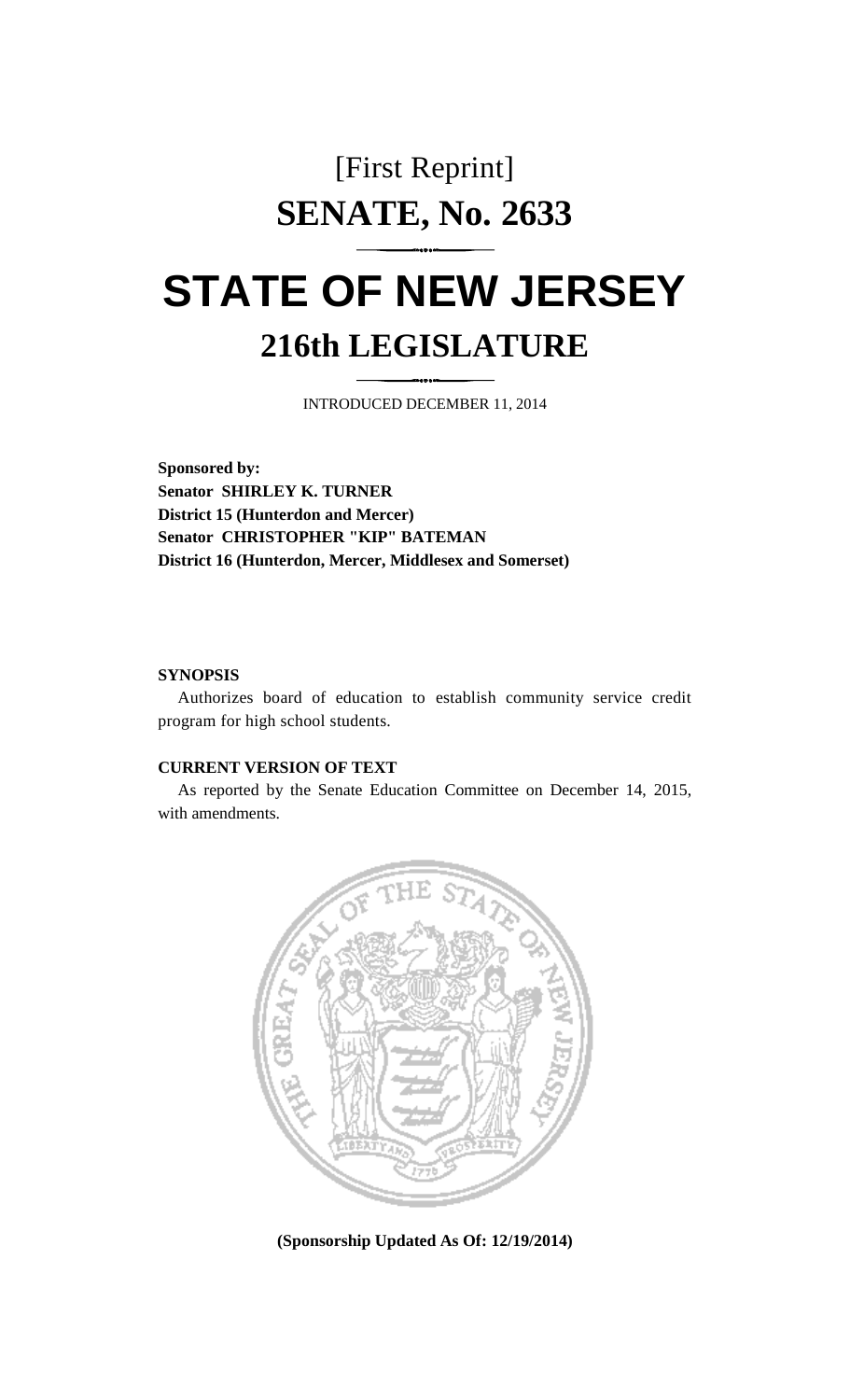[First Reprint]

# SENATE, No. 2633

# STATE OF NEW JERSEY

## 216th LEGISLATURE

INTRODUCED DECEMBER 11, 2014

**Sponsored by:**
**Senator SHIRLEY K. TURNER**
**District 15 (Hunterdon and Mercer)**
**Senator CHRISTOPHER "KIP" BATEMAN**
**District 16 (Hunterdon, Mercer, Middlesex and Somerset)**

**SYNOPSIS**

Authorizes board of education to establish community service credit program for high school students.

**CURRENT VERSION OF TEXT**

As reported by the Senate Education Committee on December 14, 2015, with amendments.

**(Sponsorship Updated As Of: 12/19/2014)**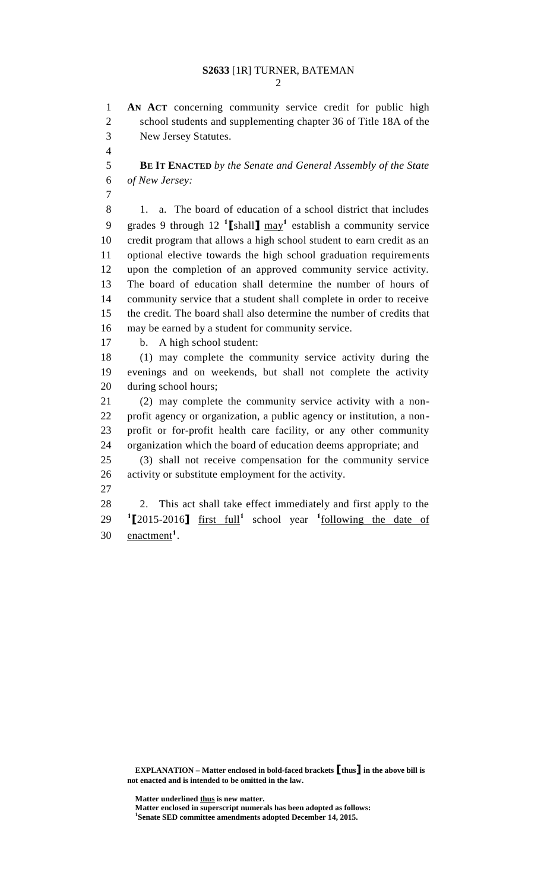**AN ACT** concerning community service credit for public high school students and supplementing chapter 36 of Title 18A of the New Jersey Statutes.

**BE IT ENACTED** *by the Senate and General Assembly of the State of New Jersey:*

1. a. The board of education of a school district that includes grades 9 through 12 [1]**[**shall**]** <u>may</u>[1] establish a community service credit program that allows a high school student to earn credit as an optional elective towards the high school graduation requirements upon the completion of an approved community service activity. The board of education shall determine the number of hours of community service that a student shall complete in order to receive the credit. The board shall also determine the number of credits that may be earned by a student for community service.

b. A high school student:

(1) may complete the community service activity during the evenings and on weekends, but shall not complete the activity during school hours;

(2) may complete the community service activity with a non-profit agency or organization, a public agency or institution, a non-profit or for-profit health care facility, or any other community organization which the board of education deems appropriate; and

(3) shall not receive compensation for the community service activity or substitute employment for the activity.

2. This act shall take effect immediately and first apply to the [1]**[**2015-2016**]** <u>first full</u>[1] school year [1]<u>following the date of enactment</u>[1].

**EXPLANATION – Matter enclosed in bold-faced brackets [thus] in the above bill is not enacted and is intended to be omitted in the law.**

**Matter underlined <u>thus</u> is new matter.**
**Matter enclosed in superscript numerals has been adopted as follows:**
**[1]Senate SED committee amendments adopted December 14, 2015.**